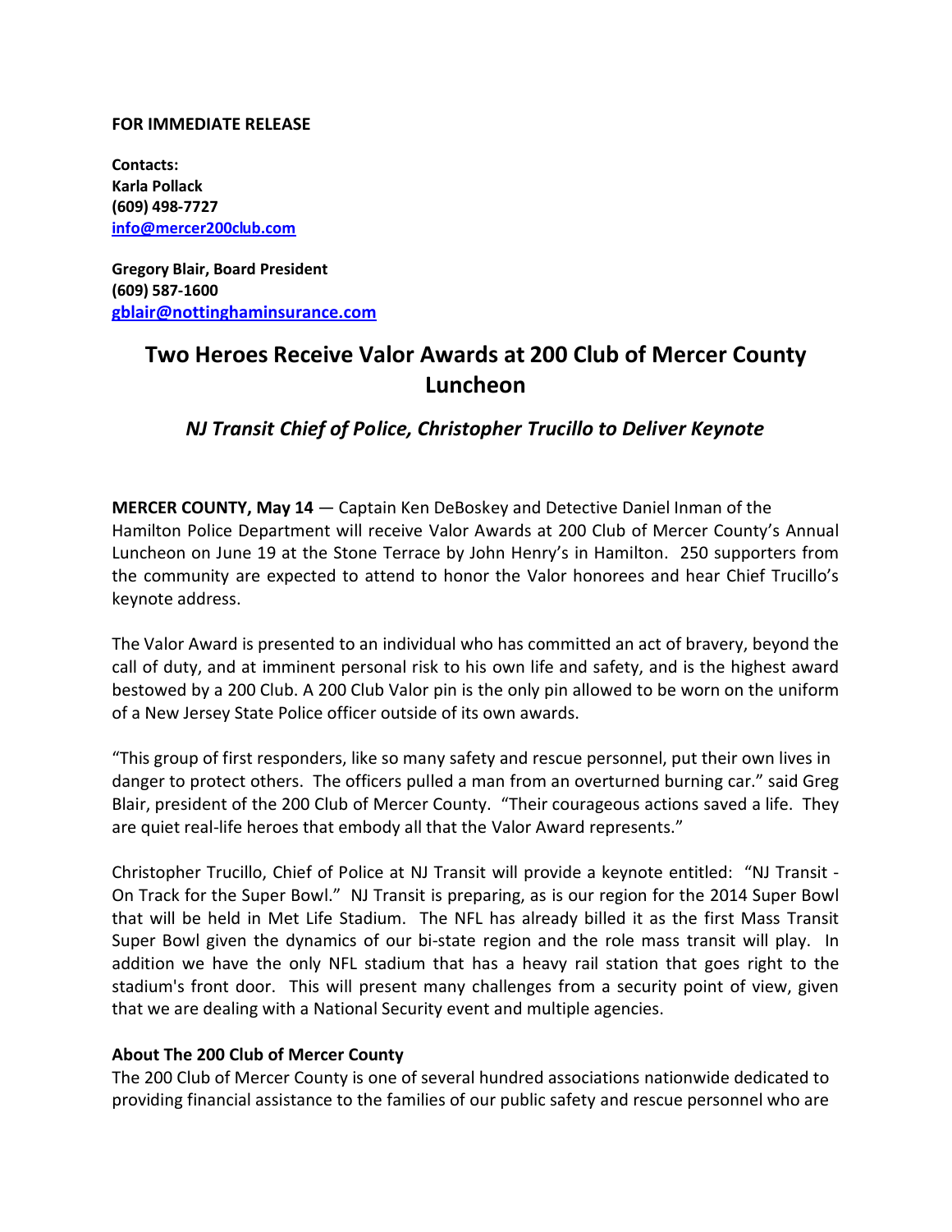**FOR IMMEDIATE RELEASE**

**Contacts:**
**Karla Pollack**
**(609) 498-7727**
**info@mercer200club.com**

**Gregory Blair, Board President**
**(609) 587-1600**
**gblair@nottinghaminsurance.com**

# Two Heroes Receive Valor Awards at 200 Club of Mercer County Luncheon

## *NJ Transit Chief of Police, Christopher Trucillo to Deliver Keynote*

**MERCER COUNTY, May 14** — Captain Ken DeBoskey and Detective Daniel Inman of the Hamilton Police Department will receive Valor Awards at 200 Club of Mercer County's Annual Luncheon on June 19 at the Stone Terrace by John Henry's in Hamilton. 250 supporters from the community are expected to attend to honor the Valor honorees and hear Chief Trucillo's keynote address.

The Valor Award is presented to an individual who has committed an act of bravery, beyond the call of duty, and at imminent personal risk to his own life and safety, and is the highest award bestowed by a 200 Club. A 200 Club Valor pin is the only pin allowed to be worn on the uniform of a New Jersey State Police officer outside of its own awards.

"This group of first responders, like so many safety and rescue personnel, put their own lives in danger to protect others. The officers pulled a man from an overturned burning car." said Greg Blair, president of the 200 Club of Mercer County. "Their courageous actions saved a life. They are quiet real-life heroes that embody all that the Valor Award represents."

Christopher Trucillo, Chief of Police at NJ Transit will provide a keynote entitled: "NJ Transit - On Track for the Super Bowl." NJ Transit is preparing, as is our region for the 2014 Super Bowl that will be held in Met Life Stadium. The NFL has already billed it as the first Mass Transit Super Bowl given the dynamics of our bi-state region and the role mass transit will play. In addition we have the only NFL stadium that has a heavy rail station that goes right to the stadium's front door. This will present many challenges from a security point of view, given that we are dealing with a National Security event and multiple agencies.

**About The 200 Club of Mercer County**

The 200 Club of Mercer County is one of several hundred associations nationwide dedicated to providing financial assistance to the families of our public safety and rescue personnel who are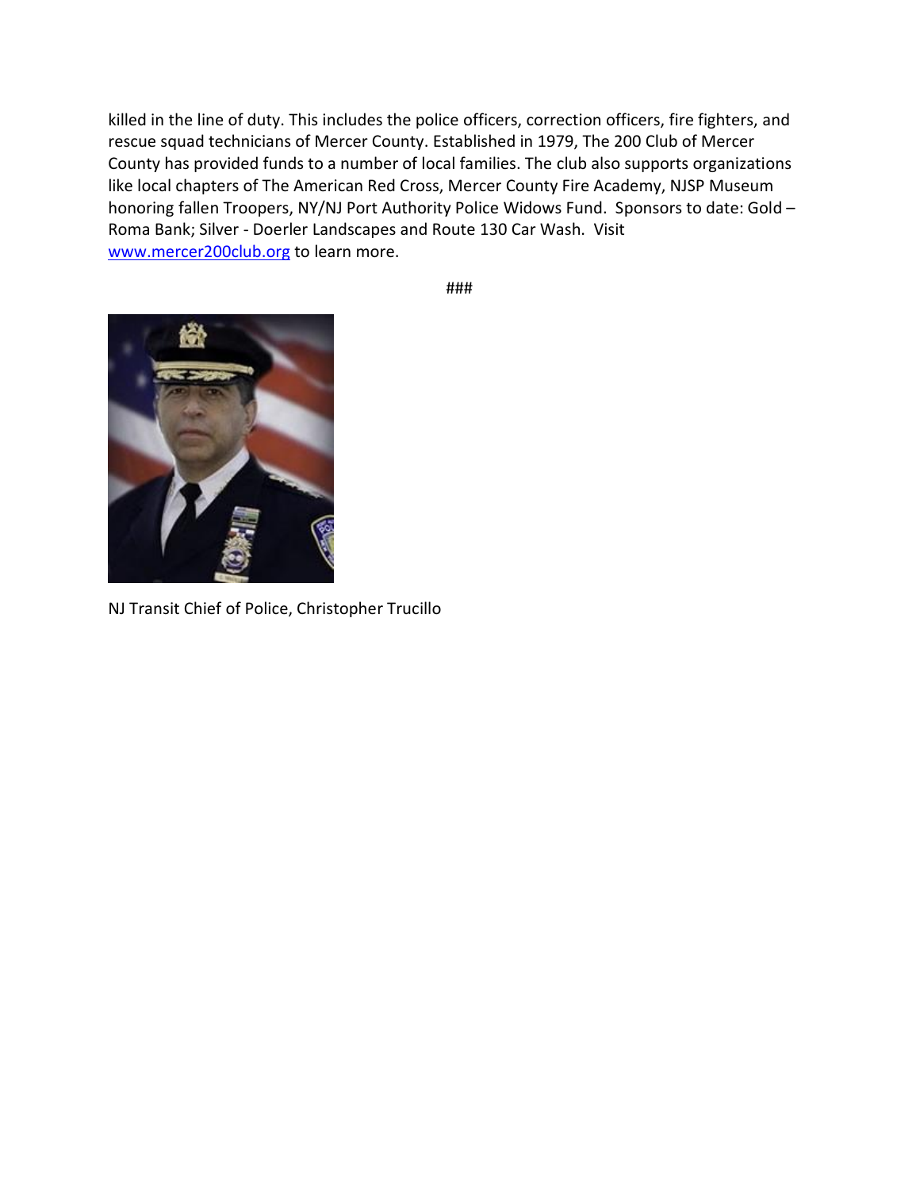killed in the line of duty. This includes the police officers, correction officers, fire fighters, and rescue squad technicians of Mercer County. Established in 1979, The 200 Club of Mercer County has provided funds to a number of local families. The club also supports organizations like local chapters of The American Red Cross, Mercer County Fire Academy, NJSP Museum honoring fallen Troopers, NY/NJ Port Authority Police Widows Fund.  Sponsors to date: Gold – Roma Bank; Silver - Doerler Landscapes and Route 130 Car Wash.  Visit [www.mercer200club.org](http://www.mercer200club.org) to learn more.

###

NJ Transit Chief of Police, Christopher Trucillo